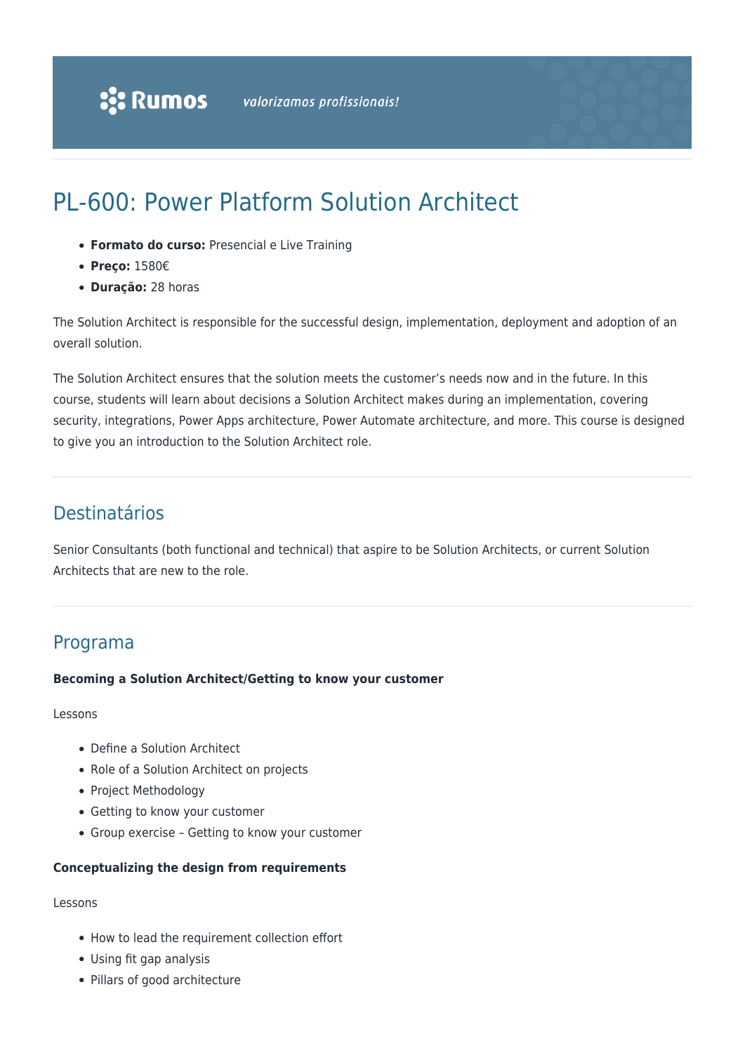# PL-600: Power Platform Solution Architect

- **Formato do curso:** Presencial e Live Training
- **Preço:** 1580€
- **Duração:** 28 horas

The Solution Architect is responsible for the successful design, implementation, deployment and adoption of an overall solution.

The Solution Architect ensures that the solution meets the customer's needs now and in the future. In this course, students will learn about decisions a Solution Architect makes during an implementation, covering security, integrations, Power Apps architecture, Power Automate architecture, and more. This course is designed to give you an introduction to the Solution Architect role.

## Destinatários

Senior Consultants (both functional and technical) that aspire to be Solution Architects, or current Solution Architects that are new to the role.

## Programa

**Becoming a Solution Architect/Getting to know your customer**

Lessons

- Define a Solution Architect
- Role of a Solution Architect on projects
- Project Methodology
- Getting to know your customer
- Group exercise – Getting to know your customer

**Conceptualizing the design from requirements**

Lessons

- How to lead the requirement collection effort
- Using fit gap analysis
- Pillars of good architecture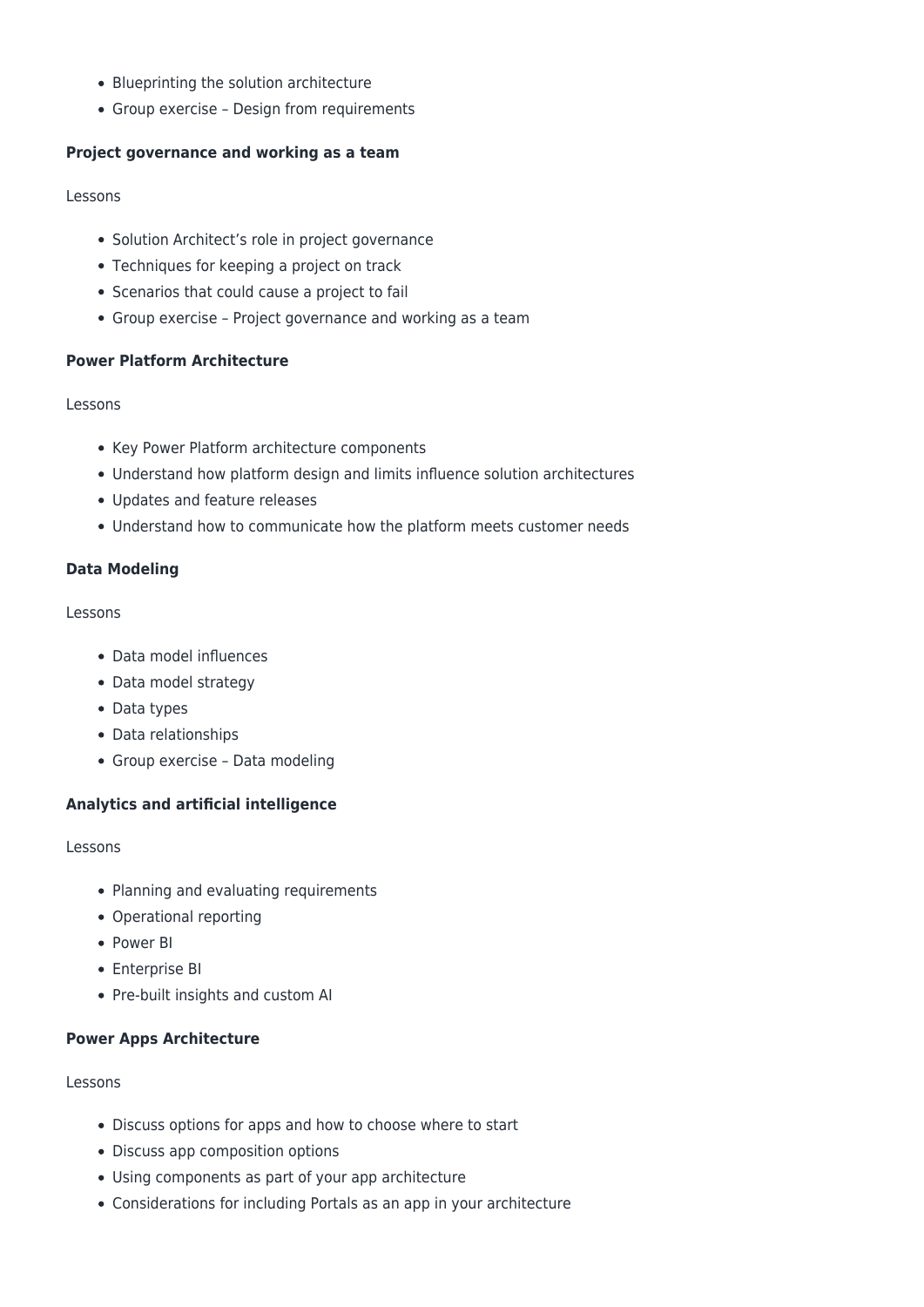- Blueprinting the solution architecture
- Group exercise – Design from requirements

**Project governance and working as a team**

Lessons

- Solution Architect's role in project governance
- Techniques for keeping a project on track
- Scenarios that could cause a project to fail
- Group exercise – Project governance and working as a team

**Power Platform Architecture**

Lessons

- Key Power Platform architecture components
- Understand how platform design and limits influence solution architectures
- Updates and feature releases
- Understand how to communicate how the platform meets customer needs

**Data Modeling**

Lessons

- Data model influences
- Data model strategy
- Data types
- Data relationships
- Group exercise – Data modeling

**Analytics and artificial intelligence**

Lessons

- Planning and evaluating requirements
- Operational reporting
- Power BI
- Enterprise BI
- Pre-built insights and custom AI

**Power Apps Architecture**

Lessons

- Discuss options for apps and how to choose where to start
- Discuss app composition options
- Using components as part of your app architecture
- Considerations for including Portals as an app in your architecture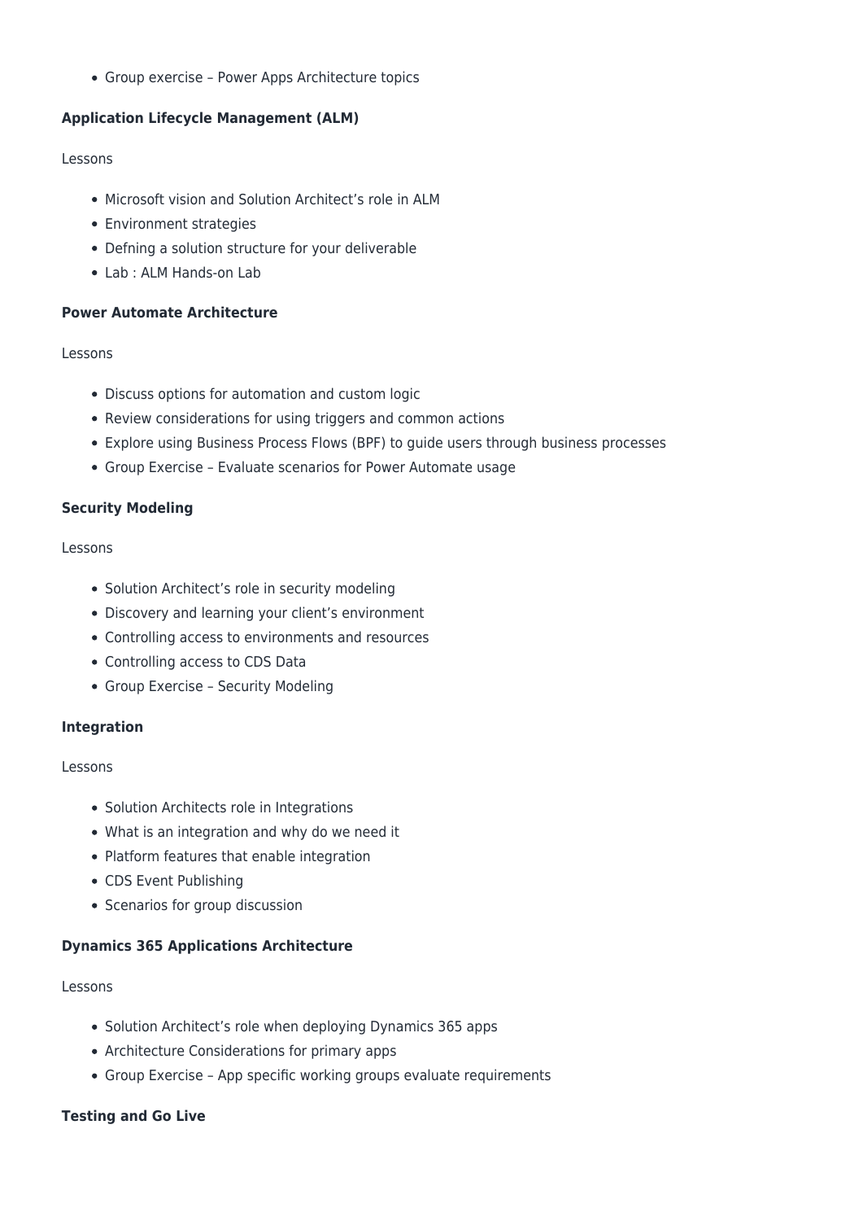- Group exercise – Power Apps Architecture topics

**Application Lifecycle Management (ALM)**

Lessons

- Microsoft vision and Solution Architect's role in ALM
- Environment strategies
- Defning a solution structure for your deliverable
- Lab : ALM Hands-on Lab

**Power Automate Architecture**

Lessons

- Discuss options for automation and custom logic
- Review considerations for using triggers and common actions
- Explore using Business Process Flows (BPF) to guide users through business processes
- Group Exercise – Evaluate scenarios for Power Automate usage

**Security Modeling**

Lessons

- Solution Architect's role in security modeling
- Discovery and learning your client's environment
- Controlling access to environments and resources
- Controlling access to CDS Data
- Group Exercise – Security Modeling

**Integration**

Lessons

- Solution Architects role in Integrations
- What is an integration and why do we need it
- Platform features that enable integration
- CDS Event Publishing
- Scenarios for group discussion

**Dynamics 365 Applications Architecture**

Lessons

- Solution Architect's role when deploying Dynamics 365 apps
- Architecture Considerations for primary apps
- Group Exercise – App specific working groups evaluate requirements

**Testing and Go Live**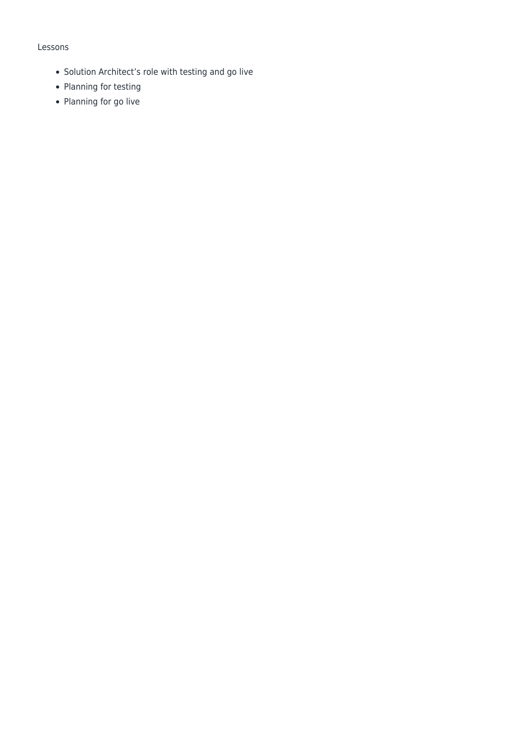Lessons

- Solution Architect’s role with testing and go live
- Planning for testing
- Planning for go live